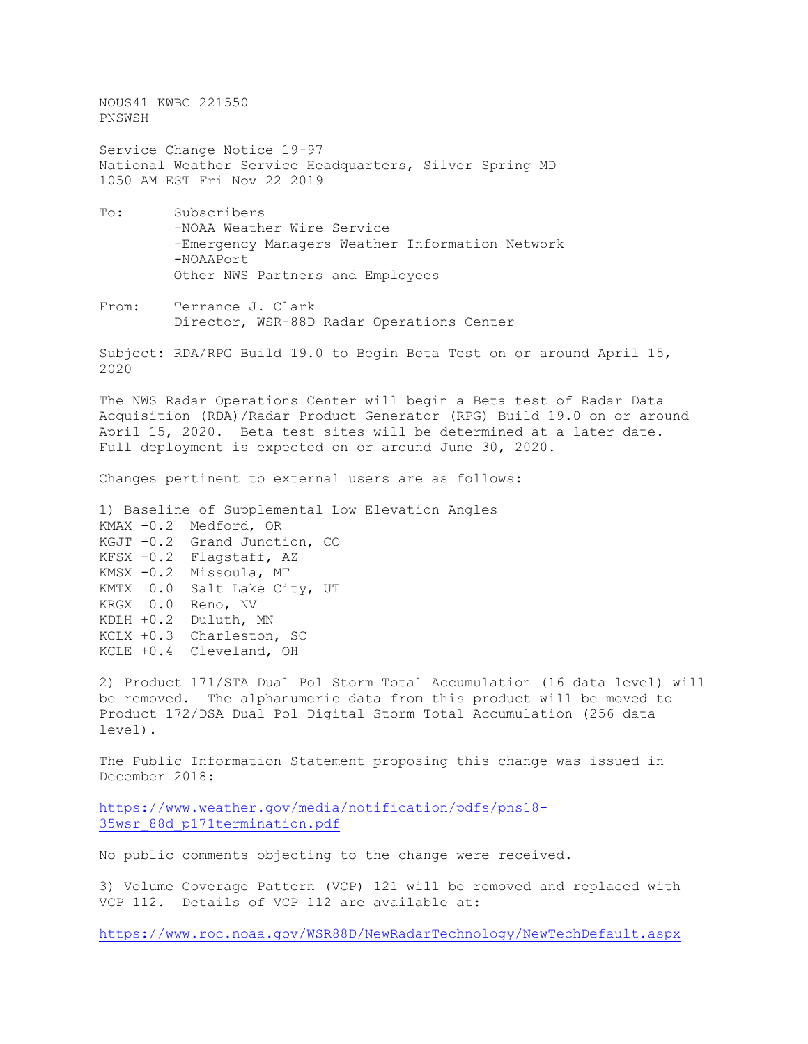NOUS41 KWBC 221550
PNSWSH

Service Change Notice 19-97
National Weather Service Headquarters, Silver Spring MD
1050 AM EST Fri Nov 22 2019

To: Subscribers
-NOAA Weather Wire Service
-Emergency Managers Weather Information Network
-NOAAPort
Other NWS Partners and Employees

From: Terrance J. Clark
Director, WSR-88D Radar Operations Center

Subject: RDA/RPG Build 19.0 to Begin Beta Test on or around April 15, 2020

The NWS Radar Operations Center will begin a Beta test of Radar Data Acquisition (RDA)/Radar Product Generator (RPG) Build 19.0 on or around April 15, 2020. Beta test sites will be determined at a later date. Full deployment is expected on or around June 30, 2020.

Changes pertinent to external users are as follows:

1) Baseline of Supplemental Low Elevation Angles

```
KMAX -0.2  Medford, OR
KGJT -0.2  Grand Junction, CO
KFSX -0.2  Flagstaff, AZ
KMSX -0.2  Missoula, MT
KMTX  0.0  Salt Lake City, UT
KRGX  0.0  Reno, NV
KDLH +0.2  Duluth, MN
KCLX +0.3  Charleston, SC
KCLE +0.4  Cleveland, OH
```

2) Product 171/STA Dual Pol Storm Total Accumulation (16 data level) will be removed. The alphanumeric data from this product will be moved to Product 172/DSA Dual Pol Digital Storm Total Accumulation (256 data level).

The Public Information Statement proposing this change was issued in December 2018:

https://www.weather.gov/media/notification/pdfs/pns18-35wsr_88d_p171termination.pdf

No public comments objecting to the change were received.

3) Volume Coverage Pattern (VCP) 121 will be removed and replaced with VCP 112. Details of VCP 112 are available at:

https://www.roc.noaa.gov/WSR88D/NewRadarTechnology/NewTechDefault.aspx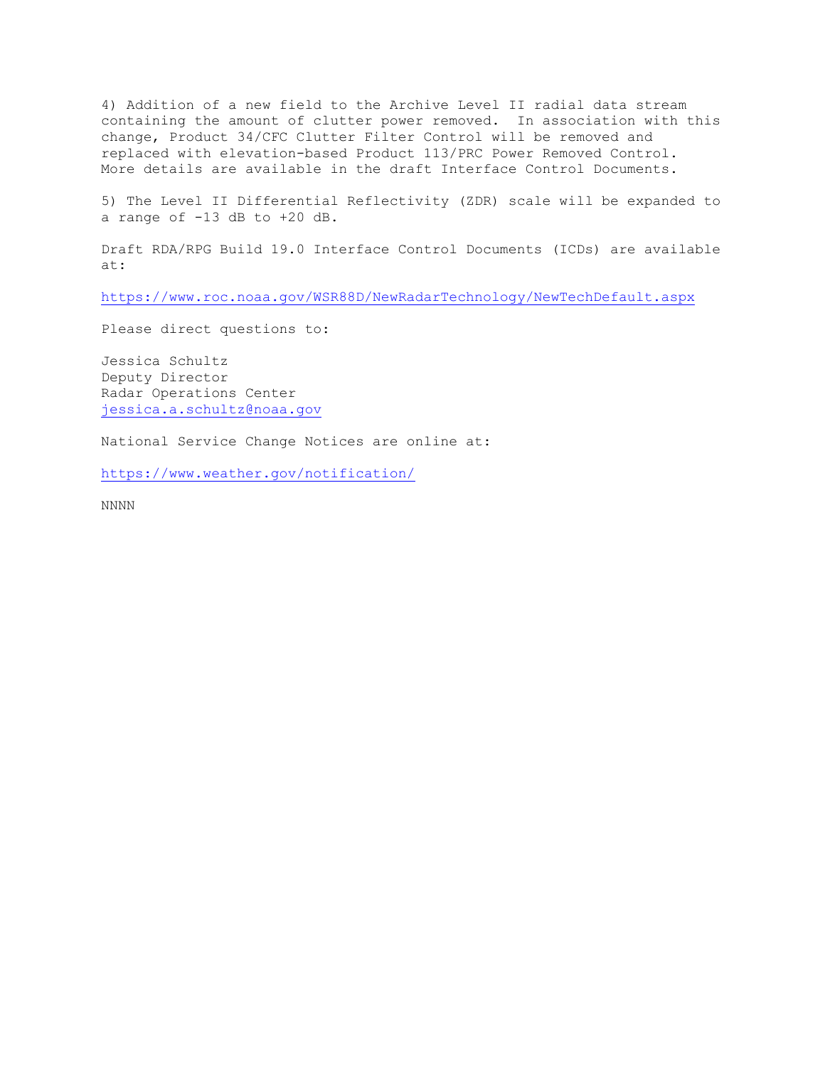4) Addition of a new field to the Archive Level II radial data stream containing the amount of clutter power removed. In association with this change, Product 34/CFC Clutter Filter Control will be removed and replaced with elevation-based Product 113/PRC Power Removed Control. More details are available in the draft Interface Control Documents.

5) The Level II Differential Reflectivity (ZDR) scale will be expanded to a range of -13 dB to +20 dB.

Draft RDA/RPG Build 19.0 Interface Control Documents (ICDs) are available at:

https://www.roc.noaa.gov/WSR88D/NewRadarTechnology/NewTechDefault.aspx

Please direct questions to:

Jessica Schultz
Deputy Director
Radar Operations Center
jessica.a.schultz@noaa.gov

National Service Change Notices are online at:

https://www.weather.gov/notification/

NNNN